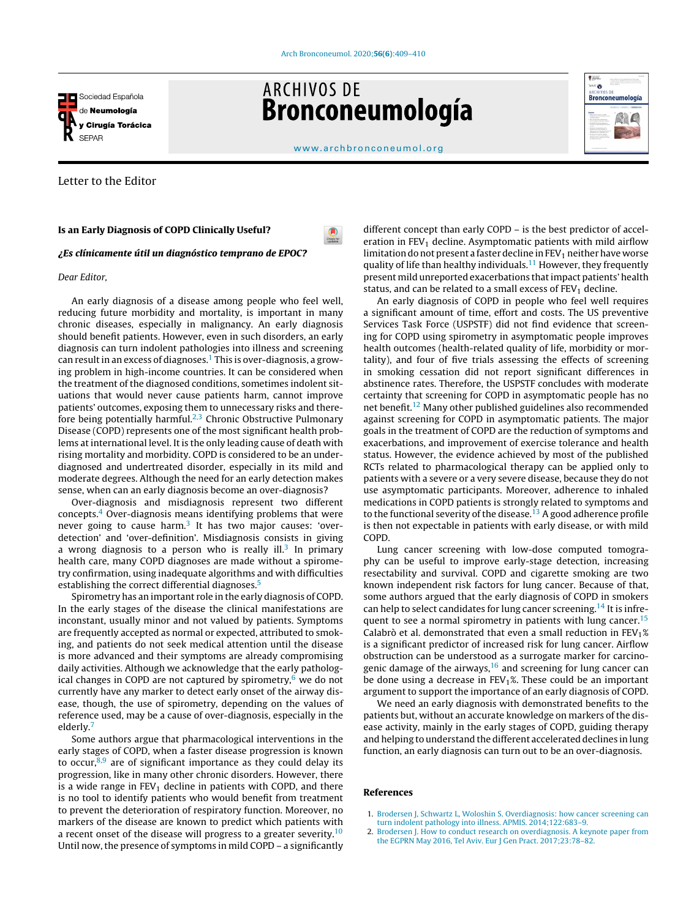Letter to the Editor

# Is an Early Diagnosis of COPD Clinically Useful?

## *¿Es clínicamente útil un diagnóstico temprano de EPOC?*

*Dear Editor,*

An early diagnosis of a disease among people who feel well, reducing future morbidity and mortality, is important in many chronic diseases, especially in malignancy. An early diagnosis should benefit patients. However, even in such disorders, an early diagnosis can turn indolent pathologies into illness and screening can result in an excess of diagnoses.[1] This is over-diagnosis, a growing problem in high-income countries. It can be considered when the treatment of the diagnosed conditions, sometimes indolent situations that would never cause patients harm, cannot improve patients' outcomes, exposing them to unnecessary risks and therefore being potentially harmful.[2,3] Chronic Obstructive Pulmonary Disease (COPD) represents one of the most significant health problems at international level. It is the only leading cause of death with rising mortality and morbidity. COPD is considered to be an underdiagnosed and undertreated disorder, especially in its mild and moderate degrees. Although the need for an early detection makes sense, when can an early diagnosis become an over-diagnosis?

Over-diagnosis and misdiagnosis represent two different concepts.[4] Over-diagnosis means identifying problems that were never going to cause harm.[3] It has two major causes: 'over-detection' and 'over-definition'. Misdiagnosis consists in giving a wrong diagnosis to a person who is really ill.[3] In primary health care, many COPD diagnoses are made without a spirometry confirmation, using inadequate algorithms and with difficulties establishing the correct differential diagnoses.[5]

Spirometry has an important role in the early diagnosis of COPD. In the early stages of the disease the clinical manifestations are inconstant, usually minor and not valued by patients. Symptoms are frequently accepted as normal or expected, attributed to smoking, and patients do not seek medical attention until the disease is more advanced and their symptoms are already compromising daily activities. Although we acknowledge that the early pathological changes in COPD are not captured by spirometry,[6] we do not currently have any marker to detect early onset of the airway disease, though, the use of spirometry, depending on the values of reference used, may be a cause of over-diagnosis, especially in the elderly.[7]

Some authors argue that pharmacological interventions in the early stages of COPD, when a faster disease progression is known to occur,[8,9] are of significant importance as they could delay its progression, like in many other chronic disorders. However, there is a wide range in $FEV_1$ decline in patients with COPD, and there is no tool to identify patients who would benefit from treatment to prevent the deterioration of respiratory function. Moreover, no markers of the disease are known to predict which patients with a recent onset of the disease will progress to a greater severity.[10] Until now, the presence of symptoms in mild COPD – a significantly different concept than early COPD – is the best predictor of acceleration in $FEV_1$ decline. Asymptomatic patients with mild airflow limitation do not present a faster decline in $FEV_1$ neither have worse quality of life than healthy individuals.[11] However, they frequently present mild unreported exacerbations that impact patients' health status, and can be related to a small excess of $FEV_1$ decline.

An early diagnosis of COPD in people who feel well requires a significant amount of time, effort and costs. The US preventive Services Task Force (USPSTF) did not find evidence that screening for COPD using spirometry in asymptomatic people improves health outcomes (health-related quality of life, morbidity or mortality), and four of five trials assessing the effects of screening in smoking cessation did not report significant differences in abstinence rates. Therefore, the USPSTF concludes with moderate certainty that screening for COPD in asymptomatic people has no net benefit.[12] Many other published guidelines also recommended against screening for COPD in asymptomatic patients. The major goals in the treatment of COPD are the reduction of symptoms and exacerbations, and improvement of exercise tolerance and health status. However, the evidence achieved by most of the published RCTs related to pharmacological therapy can be applied only to patients with a severe or a very severe disease, because they do not use asymptomatic participants. Moreover, adherence to inhaled medications in COPD patients is strongly related to symptoms and to the functional severity of the disease.[13] A good adherence profile is then not expectable in patients with early disease, or with mild COPD.

Lung cancer screening with low-dose computed tomography can be useful to improve early-stage detection, increasing resectability and survival. COPD and cigarette smoking are two known independent risk factors for lung cancer. Because of that, some authors argued that the early diagnosis of COPD in smokers can help to select candidates for lung cancer screening.[14] It is infrequent to see a normal spirometry in patients with lung cancer.[15] Calabrò et al. demonstrated that even a small reduction in $FEV_1\%$ is a significant predictor of increased risk for lung cancer. Airflow obstruction can be understood as a surrogate marker for carcinogenic damage of the airways,[16] and screening for lung cancer can be done using a decrease in $FEV_1\%$. These could be an important argument to support the importance of an early diagnosis of COPD.

We need an early diagnosis with demonstrated benefits to the patients but, without an accurate knowledge on markers of the disease activity, mainly in the early stages of COPD, guiding therapy and helping to understand the different accelerated declines in lung function, an early diagnosis can turn out to be an over-diagnosis.

## References

1. Brodersen J, Schwartz L, Woloshin S. Overdiagnosis: how cancer screening can turn indolent pathology into illness. APMIS. 2014;122:683–9.
2. Brodersen J. How to conduct research on overdiagnosis. A keynote paper from the EGPRN May 2016, Tel Aviv. Eur J Gen Pract. 2017;23:78–82.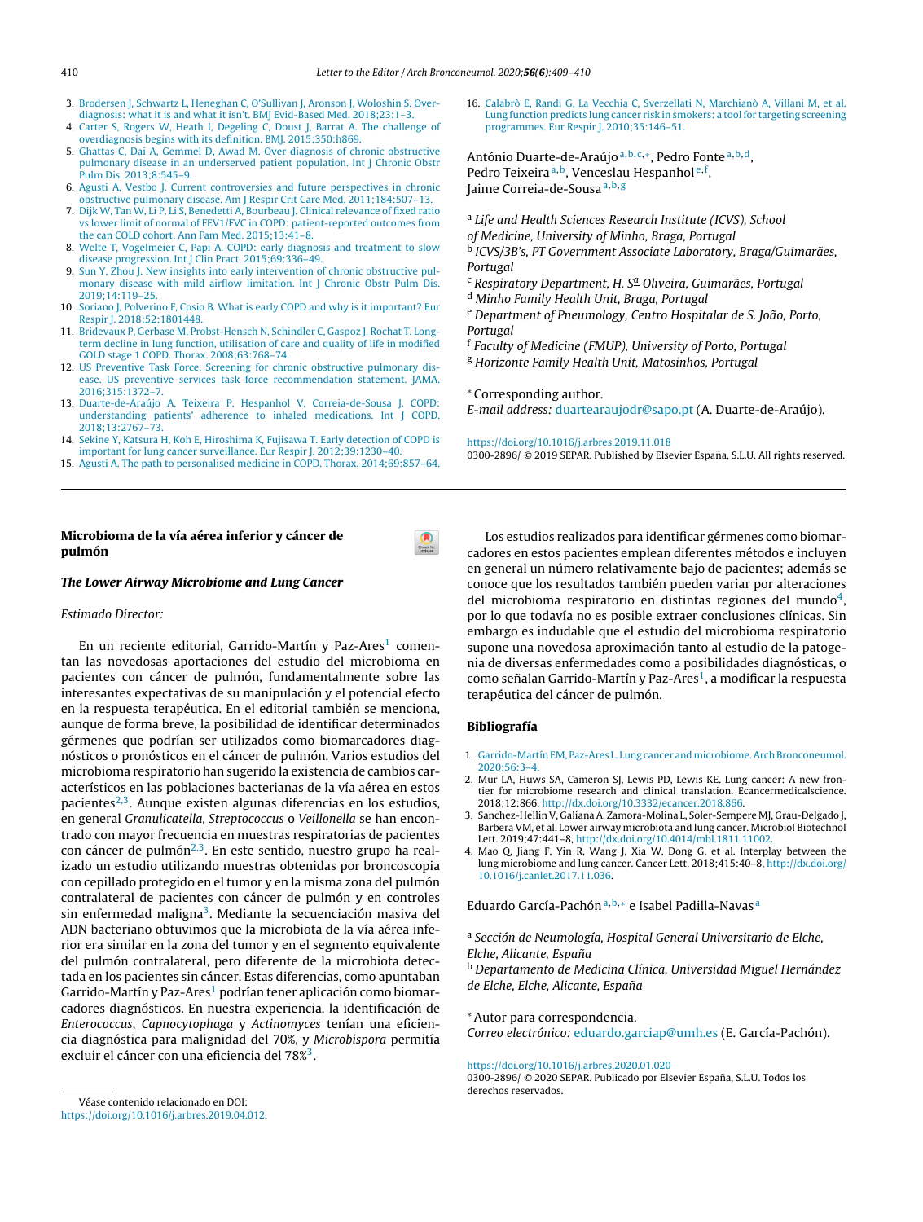3. Brodersen J, Schwartz L, Heneghan C, O'Sullivan J, Aronson J, Woloshin S. Overdiagnosis: what it is and what it isn't. BMJ Evid-Based Med. 2018;23:1–3.
4. Carter S, Rogers W, Heath I, Degeling C, Doust J, Barrat A. The challenge of overdiagnosis begins with its definition. BMJ. 2015;350:h869.
5. Ghattas C, Dai A, Gemmel D, Awad M. Over diagnosis of chronic obstructive pulmonary disease in an underserved patient population. Int J Chronic Obstr Pulm Dis. 2013;8:545–9.
6. Agusti A, Vestbo J. Current controversies and future perspectives in chronic obstructive pulmonary disease. Am J Respir Crit Care Med. 2011;184:507–13.
7. Dijk W, Tan W, Li P, Li S, Benedetti A, Bourbeau J. Clinical relevance of fixed ratio vs lower limit of normal of FEV1/FVC in COPD: patient-reported outcomes from the can COLD cohort. Ann Fam Med. 2015;13:41–8.
8. Welte T, Vogelmeier C, Papi A. COPD: early diagnosis and treatment to slow disease progression. Int J Clin Pract. 2015;69:336–49.
9. Sun Y, Zhou J. New insights into early intervention of chronic obstructive pulmonary disease with mild airflow limitation. Int J Chronic Obstr Pulm Dis. 2019;14:119–25.
10. Soriano J, Polverino F, Cosio B. What is early COPD and why is it important? Eur Respir J. 2018;52:1801448.
11. Bridevaux P, Gerbase M, Probst-Hensch N, Schindler C, Gaspoz J, Rochat T. Long-term decline in lung function, utilisation of care and quality of life in modified GOLD stage 1 COPD. Thorax. 2008;63:768–74.
12. US Preventive Task Force. Screening for chronic obstructive pulmonary disease. US preventive services task force recommendation statement. JAMA. 2016;315:1372–7.
13. Duarte-de-Araújo A, Teixeira P, Hespanhol V, Correia-de-Sousa J. COPD: understanding patients' adherence to inhaled medications. Int J COPD. 2018;13:2767–73.
14. Sekine Y, Katsura H, Koh E, Hiroshima K, Fujisawa T. Early detection of COPD is important for lung cancer surveillance. Eur Respir J. 2012;39:1230–40.
15. Agusti A. The path to personalised medicine in COPD. Thorax. 2014;69:857–64.
16. Calabrò E, Randi G, La Vecchia C, Sverzellati N, Marchianò A, Villani M, et al. Lung function predicts lung cancer risk in smokers: a tool for targeting screening programmes. Eur Respir J. 2010;35:146–51.

António Duarte-de-Araújo[a,b,c,*], Pedro Fonte[a,b,d], Pedro Teixeira[a,b], Venceslau Hespanhol[e,f], Jaime Correia-de-Sousa[a,b,g]

[a] Life and Health Sciences Research Institute (ICVS), School of Medicine, University of Minho, Braga, Portugal
[b] ICVS/3B's, PT Government Associate Laboratory, Braga/Guimarães, Portugal
[c] Respiratory Department, H. Sª Oliveira, Guimarães, Portugal
[d] Minho Family Health Unit, Braga, Portugal
[e] Department of Pneumology, Centro Hospitalar de S. João, Porto, Portugal
[f] Faculty of Medicine (FMUP), University of Porto, Portugal
[g] Horizonte Family Health Unit, Matosinhos, Portugal

* Corresponding author.
*E-mail address:* duartearaujodr@sapo.pt (A. Duarte-de-Araújo).

https://doi.org/10.1016/j.arbres.2019.11.018
0300-2896/ © 2019 SEPAR. Published by Elsevier España, S.L.U. All rights reserved.

---

## Microbioma de la vía aérea inferior y cáncer de pulmón

### *The Lower Airway Microbiome and Lung Cancer*

*Estimado Director:*

En un reciente editorial, Garrido-Martín y Paz-Ares[1] comentan las novedosas aportaciones del estudio del microbioma en pacientes con cáncer de pulmón, fundamentalmente sobre las interesantes expectativas de su manipulación y el potencial efecto en la respuesta terapéutica. En el editorial también se menciona, aunque de forma breve, la posibilidad de identificar determinados gérmenes que podrían ser utilizados como biomarcadores diagnósticos o pronósticos en el cáncer de pulmón. Varios estudios del microbioma respiratorio han sugerido la existencia de cambios característicos en las poblaciones bacterianas de la vía aérea en estos pacientes[2,3]. Aunque existen algunas diferencias en los estudios, en general *Granulicatella*, *Streptococcus* o *Veillonella* se han encontrado con mayor frecuencia en muestras respiratorias de pacientes con cáncer de pulmón[2,3]. En este sentido, nuestro grupo ha realizado un estudio utilizando muestras obtenidas por broncoscopia con cepillado protegido en el tumor y en la misma zona del pulmón contralateral de pacientes con cáncer de pulmón y en controles sin enfermedad maligna[3]. Mediante la secuenciación masiva del ADN bacteriano obtuvimos que la microbiota de la vía aérea inferior era similar en la zona del tumor y en el segmento equivalente del pulmón contralateral, pero diferente de la microbiota detectada en los pacientes sin cáncer. Estas diferencias, como apuntaban Garrido-Martín y Paz-Ares[1] podrían tener aplicación como biomarcadores diagnósticos. En nuestra experiencia, la identificación de *Enterococcus*, *Capnocytophaga* y *Actinomyces* tenían una eficiencia diagnóstica para malignidad del 70%, y *Microbispora* permitía excluir el cáncer con una eficiencia del 78%[3].

Los estudios realizados para identificar gérmenes como biomarcadores en estos pacientes emplean diferentes métodos e incluyen en general un número relativamente bajo de pacientes; además se conoce que los resultados también pueden variar por alteraciones del microbioma respiratorio en distintas regiones del mundo[4], por lo que todavía no es posible extraer conclusiones clínicas. Sin embargo es indudable que el estudio del microbioma respiratorio supone una novedosa aproximación tanto al estudio de la patogenia de diversas enfermedades como a posibilidades diagnósticas, o como señalan Garrido-Martín y Paz-Ares[1], a modificar la respuesta terapéutica del cáncer de pulmón.

## Bibliografía

1. Garrido-Martín EM, Paz-Ares L. Lung cancer and microbiome. Arch Bronconeumol. 2020;56:3–4.
2. Mur LA, Huws SA, Cameron SJ, Lewis PD, Lewis KE. Lung cancer: A new frontier for microbiome research and clinical translation. Ecancermedicalscience. 2018;12:866, http://dx.doi.org/10.3332/ecancer.2018.866.
3. Sanchez-Hellin V, Galiana A, Zamora-Molina L, Soler-Sempere MJ, Grau-Delgado J, Barbera VM, et al. Lower airway microbiota and lung cancer. Microbiol Biotechnol Lett. 2019;47:441–8, http://dx.doi.org/10.4014/mbl.1811.11002.
4. Mao Q, Jiang F, Yin R, Wang J, Xia W, Dong G, et al. Interplay between the lung microbiome and lung cancer. Cancer Lett. 2018;415:40–8, http://dx.doi.org/10.1016/j.canlet.2017.11.036.

Eduardo García-Pachón[a,b,*] e Isabel Padilla-Navas[a]

[a] Sección de Neumología, Hospital General Universitario de Elche, Elche, Alicante, España
[b] Departamento de Medicina Clínica, Universidad Miguel Hernández de Elche, Elche, Alicante, España

* Autor para correspondencia.
*Correo electrónico:* eduardo.garciap@umh.es (E. García-Pachón).

https://doi.org/10.1016/j.arbres.2020.01.020
0300-2896/ © 2020 SEPAR. Publicado por Elsevier España, S.L.U. Todos los derechos reservados.

Véase contenido relacionado en DOI: https://doi.org/10.1016/j.arbres.2019.04.012.